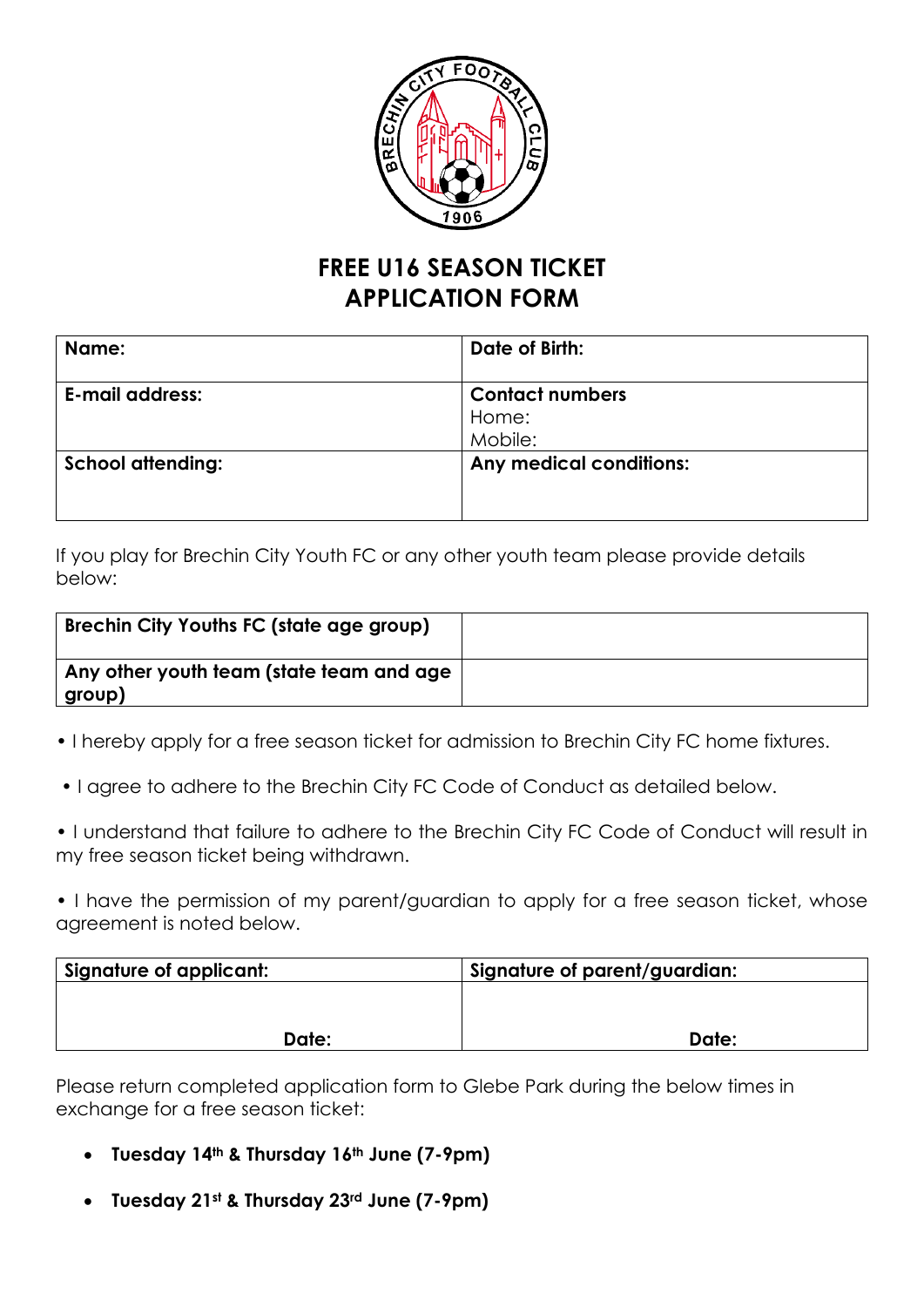# FREE U16 SEASON TICKET APPLICATION FORM

| **Name:** | **Date of Birth:** |
|---|---|
| **E-mail address:** | **Contact numbers**<br>Home:<br>Mobile: |
| **School attending:** | **Any medical conditions:** |

If you play for Brechin City Youth FC or any other youth team please provide details below:

| | |
|---|---|
| **Brechin City Youths FC (state age group)** | |
| **Any other youth team (state team and age group)** | |

• I hereby apply for a free season ticket for admission to Brechin City FC home fixtures.

• I agree to adhere to the Brechin City FC Code of Conduct as detailed below.

• I understand that failure to adhere to the Brechin City FC Code of Conduct will result in my free season ticket being withdrawn.

• I have the permission of my parent/guardian to apply for a free season ticket, whose agreement is noted below.

| **Signature of applicant:** | **Signature of parent/guardian:** |
|---|---|
| **Date:** | **Date:** |

Please return completed application form to Glebe Park during the below times in exchange for a free season ticket:

- **Tuesday 14th & Thursday 16th June (7-9pm)**
- **Tuesday 21st & Thursday 23rd June (7-9pm)**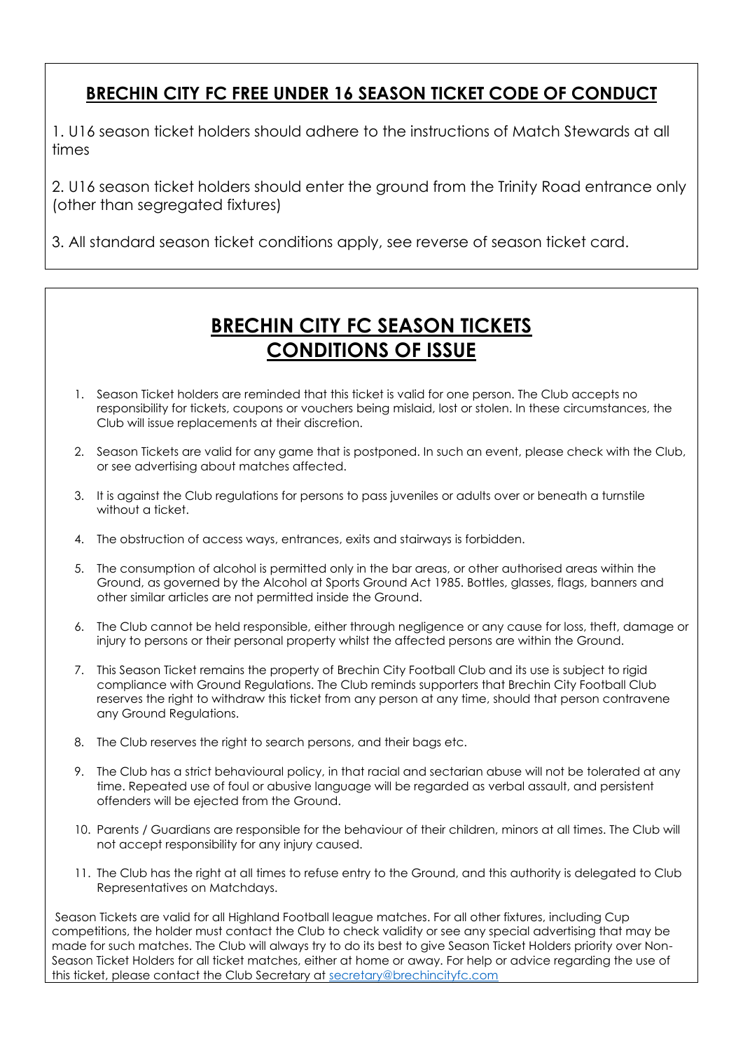## BRECHIN CITY FC FREE UNDER 16 SEASON TICKET CODE OF CONDUCT

1. U16 season ticket holders should adhere to the instructions of Match Stewards at all times

2. U16 season ticket holders should enter the ground from the Trinity Road entrance only (other than segregated fixtures)

3. All standard season ticket conditions apply, see reverse of season ticket card.

## BRECHIN CITY FC SEASON TICKETS CONDITIONS OF ISSUE

1. Season Ticket holders are reminded that this ticket is valid for one person. The Club accepts no responsibility for tickets, coupons or vouchers being mislaid, lost or stolen. In these circumstances, the Club will issue replacements at their discretion.

2. Season Tickets are valid for any game that is postponed. In such an event, please check with the Club, or see advertising about matches affected.

3. It is against the Club regulations for persons to pass juveniles or adults over or beneath a turnstile without a ticket.

4. The obstruction of access ways, entrances, exits and stairways is forbidden.

5. The consumption of alcohol is permitted only in the bar areas, or other authorised areas within the Ground, as governed by the Alcohol at Sports Ground Act 1985. Bottles, glasses, flags, banners and other similar articles are not permitted inside the Ground.

6. The Club cannot be held responsible, either through negligence or any cause for loss, theft, damage or injury to persons or their personal property whilst the affected persons are within the Ground.

7. This Season Ticket remains the property of Brechin City Football Club and its use is subject to rigid compliance with Ground Regulations. The Club reminds supporters that Brechin City Football Club reserves the right to withdraw this ticket from any person at any time, should that person contravene any Ground Regulations.

8. The Club reserves the right to search persons, and their bags etc.

9. The Club has a strict behavioural policy, in that racial and sectarian abuse will not be tolerated at any time. Repeated use of foul or abusive language will be regarded as verbal assault, and persistent offenders will be ejected from the Ground.

10. Parents / Guardians are responsible for the behaviour of their children, minors at all times. The Club will not accept responsibility for any injury caused.

11. The Club has the right at all times to refuse entry to the Ground, and this authority is delegated to Club Representatives on Matchdays.

Season Tickets are valid for all Highland Football league matches. For all other fixtures, including Cup competitions, the holder must contact the Club to check validity or see any special advertising that may be made for such matches. The Club will always try to do its best to give Season Ticket Holders priority over Non-Season Ticket Holders for all ticket matches, either at home or away. For help or advice regarding the use of this ticket, please contact the Club Secretary at secretary@brechincityfc.com